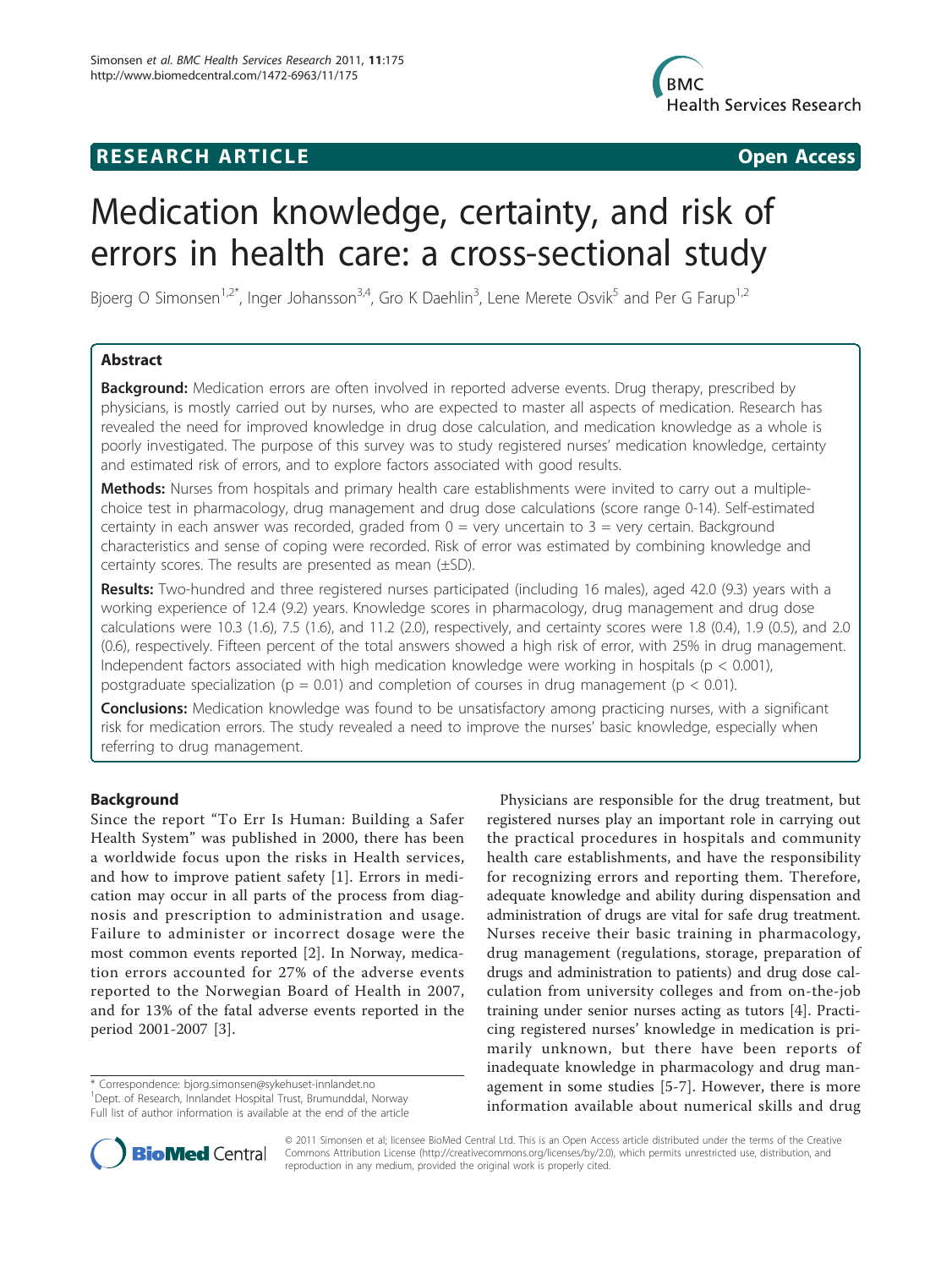**RESEARCH ARTICLE** **Open Access**

# Medication knowledge, certainty, and risk of errors in health care: a cross-sectional study

Bjoerg O Simonsen[1,2*], Inger Johansson[3,4], Gro K Daehlin[3], Lene Merete Osvik[5] and Per G Farup[1,2]

## Abstract

**Background:** Medication errors are often involved in reported adverse events. Drug therapy, prescribed by physicians, is mostly carried out by nurses, who are expected to master all aspects of medication. Research has revealed the need for improved knowledge in drug dose calculation, and medication knowledge as a whole is poorly investigated. The purpose of this survey was to study registered nurses' medication knowledge, certainty and estimated risk of errors, and to explore factors associated with good results.

**Methods:** Nurses from hospitals and primary health care establishments were invited to carry out a multiple-choice test in pharmacology, drug management and drug dose calculations (score range 0-14). Self-estimated certainty in each answer was recorded, graded from 0 = very uncertain to 3 = very certain. Background characteristics and sense of coping were recorded. Risk of error was estimated by combining knowledge and certainty scores. The results are presented as mean (±SD).

**Results:** Two-hundred and three registered nurses participated (including 16 males), aged 42.0 (9.3) years with a working experience of 12.4 (9.2) years. Knowledge scores in pharmacology, drug management and drug dose calculations were 10.3 (1.6), 7.5 (1.6), and 11.2 (2.0), respectively, and certainty scores were 1.8 (0.4), 1.9 (0.5), and 2.0 (0.6), respectively. Fifteen percent of the total answers showed a high risk of error, with 25% in drug management. Independent factors associated with high medication knowledge were working in hospitals ($p < 0.001$), postgraduate specialization ($p = 0.01$) and completion of courses in drug management ($p < 0.01$).

**Conclusions:** Medication knowledge was found to be unsatisfactory among practicing nurses, with a significant risk for medication errors. The study revealed a need to improve the nurses' basic knowledge, especially when referring to drug management.

## Background

Since the report "To Err Is Human: Building a Safer Health System" was published in 2000, there has been a worldwide focus upon the risks in Health services, and how to improve patient safety [1]. Errors in medication may occur in all parts of the process from diagnosis and prescription to administration and usage. Failure to administer or incorrect dosage were the most common events reported [2]. In Norway, medication errors accounted for 27% of the adverse events reported to the Norwegian Board of Health in 2007, and for 13% of the fatal adverse events reported in the period 2001-2007 [3].

Physicians are responsible for the drug treatment, but registered nurses play an important role in carrying out the practical procedures in hospitals and community health care establishments, and have the responsibility for recognizing errors and reporting them. Therefore, adequate knowledge and ability during dispensation and administration of drugs are vital for safe drug treatment. Nurses receive their basic training in pharmacology, drug management (regulations, storage, preparation of drugs and administration to patients) and drug dose calculation from university colleges and from on-the-job training under senior nurses acting as tutors [4]. Practicing registered nurses' knowledge in medication is primarily unknown, but there have been reports of inadequate knowledge in pharmacology and drug management in some studies [5-7]. However, there is more information available about numerical skills and drug

\* Correspondence: bjorg.simonsen@sykehuset-innlandet.no
[1]Dept. of Research, Innlandet Hospital Trust, Brumunddal, Norway
Full list of author information is available at the end of the article

© 2011 Simonsen et al; licensee BioMed Central Ltd. This is an Open Access article distributed under the terms of the Creative Commons Attribution License (http://creativecommons.org/licenses/by/2.0), which permits unrestricted use, distribution, and reproduction in any medium, provided the original work is properly cited.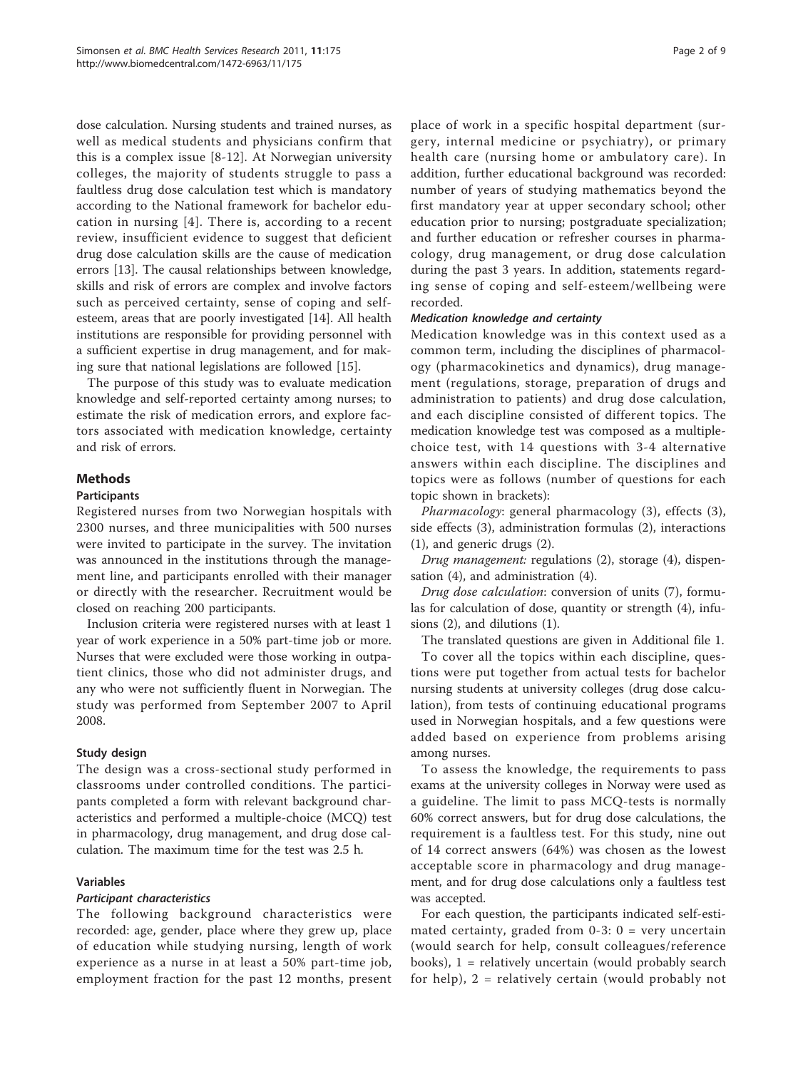dose calculation. Nursing students and trained nurses, as well as medical students and physicians confirm that this is a complex issue [8-12]. At Norwegian university colleges, the majority of students struggle to pass a faultless drug dose calculation test which is mandatory according to the National framework for bachelor education in nursing [4]. There is, according to a recent review, insufficient evidence to suggest that deficient drug dose calculation skills are the cause of medication errors [13]. The causal relationships between knowledge, skills and risk of errors are complex and involve factors such as perceived certainty, sense of coping and self-esteem, areas that are poorly investigated [14]. All health institutions are responsible for providing personnel with a sufficient expertise in drug management, and for making sure that national legislations are followed [15].

The purpose of this study was to evaluate medication knowledge and self-reported certainty among nurses; to estimate the risk of medication errors, and explore factors associated with medication knowledge, certainty and risk of errors.

## Methods

### Participants

Registered nurses from two Norwegian hospitals with 2300 nurses, and three municipalities with 500 nurses were invited to participate in the survey. The invitation was announced in the institutions through the management line, and participants enrolled with their manager or directly with the researcher. Recruitment would be closed on reaching 200 participants.

Inclusion criteria were registered nurses with at least 1 year of work experience in a 50% part-time job or more. Nurses that were excluded were those working in outpatient clinics, those who did not administer drugs, and any who were not sufficiently fluent in Norwegian. The study was performed from September 2007 to April 2008.

### Study design

The design was a cross-sectional study performed in classrooms under controlled conditions. The participants completed a form with relevant background characteristics and performed a multiple-choice (MCQ) test in pharmacology, drug management, and drug dose calculation. The maximum time for the test was 2.5 h.

### Variables

#### Participant characteristics

The following background characteristics were recorded: age, gender, place where they grew up, place of education while studying nursing, length of work experience as a nurse in at least a 50% part-time job, employment fraction for the past 12 months, present place of work in a specific hospital department (surgery, internal medicine or psychiatry), or primary health care (nursing home or ambulatory care). In addition, further educational background was recorded: number of years of studying mathematics beyond the first mandatory year at upper secondary school; other education prior to nursing; postgraduate specialization; and further education or refresher courses in pharmacology, drug management, or drug dose calculation during the past 3 years. In addition, statements regarding sense of coping and self-esteem/wellbeing were recorded.

#### Medication knowledge and certainty

Medication knowledge was in this context used as a common term, including the disciplines of pharmacology (pharmacokinetics and dynamics), drug management (regulations, storage, preparation of drugs and administration to patients) and drug dose calculation, and each discipline consisted of different topics. The medication knowledge test was composed as a multiple-choice test, with 14 questions with 3-4 alternative answers within each discipline. The disciplines and topics were as follows (number of questions for each topic shown in brackets):

*Pharmacology*: general pharmacology (3), effects (3), side effects (3), administration formulas (2), interactions (1), and generic drugs (2).

*Drug management:* regulations (2), storage (4), dispensation (4), and administration (4).

*Drug dose calculation*: conversion of units (7), formulas for calculation of dose, quantity or strength (4), infusions (2), and dilutions (1).

The translated questions are given in Additional file 1.

To cover all the topics within each discipline, questions were put together from actual tests for bachelor nursing students at university colleges (drug dose calculation), from tests of continuing educational programs used in Norwegian hospitals, and a few questions were added based on experience from problems arising among nurses.

To assess the knowledge, the requirements to pass exams at the university colleges in Norway were used as a guideline. The limit to pass MCQ-tests is normally 60% correct answers, but for drug dose calculations, the requirement is a faultless test. For this study, nine out of 14 correct answers (64%) was chosen as the lowest acceptable score in pharmacology and drug management, and for drug dose calculations only a faultless test was accepted.

For each question, the participants indicated self-estimated certainty, graded from 0-3: 0 = very uncertain (would search for help, consult colleagues/reference books), 1 = relatively uncertain (would probably search for help), 2 = relatively certain (would probably not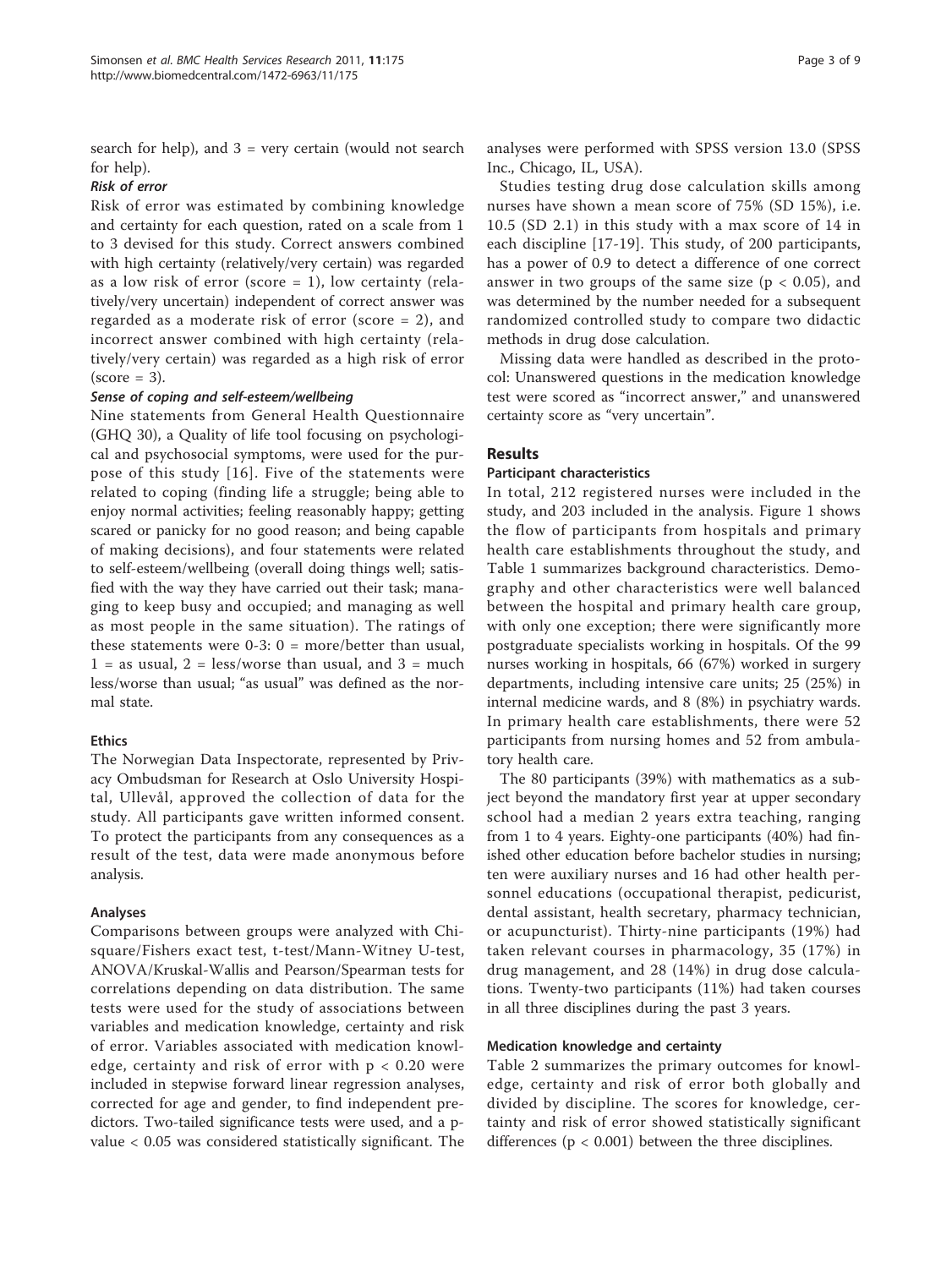search for help), and 3 = very certain (would not search for help).

#### *Risk of error*

Risk of error was estimated by combining knowledge and certainty for each question, rated on a scale from 1 to 3 devised for this study. Correct answers combined with high certainty (relatively/very certain) was regarded as a low risk of error (score = 1), low certainty (relatively/very uncertain) independent of correct answer was regarded as a moderate risk of error (score = 2), and incorrect answer combined with high certainty (relatively/very certain) was regarded as a high risk of error (score = 3).

#### *Sense of coping and self-esteem/wellbeing*

Nine statements from General Health Questionnaire (GHQ 30), a Quality of life tool focusing on psychological and psychosocial symptoms, were used for the purpose of this study [16]. Five of the statements were related to coping (finding life a struggle; being able to enjoy normal activities; feeling reasonably happy; getting scared or panicky for no good reason; and being capable of making decisions), and four statements were related to self-esteem/wellbeing (overall doing things well; satisfied with the way they have carried out their task; managing to keep busy and occupied; and managing as well as most people in the same situation). The ratings of these statements were 0-3: 0 = more/better than usual, 1 = as usual, 2 = less/worse than usual, and 3 = much less/worse than usual; "as usual" was defined as the normal state.

### Ethics

The Norwegian Data Inspectorate, represented by Privacy Ombudsman for Research at Oslo University Hospital, Ullevål, approved the collection of data for the study. All participants gave written informed consent. To protect the participants from any consequences as a result of the test, data were made anonymous before analysis.

### Analyses

Comparisons between groups were analyzed with Chi-square/Fishers exact test, t-test/Mann-Witney U-test, ANOVA/Kruskal-Wallis and Pearson/Spearman tests for correlations depending on data distribution. The same tests were used for the study of associations between variables and medication knowledge, certainty and risk of error. Variables associated with medication knowledge, certainty and risk of error with $p < 0.20$ were included in stepwise forward linear regression analyses, corrected for age and gender, to find independent predictors. Two-tailed significance tests were used, and a p-value $< 0.05$ was considered statistically significant. The analyses were performed with SPSS version 13.0 (SPSS Inc., Chicago, IL, USA).

Studies testing drug dose calculation skills among nurses have shown a mean score of 75% (SD 15%), i.e. 10.5 (SD 2.1) in this study with a max score of 14 in each discipline [17-19]. This study, of 200 participants, has a power of 0.9 to detect a difference of one correct answer in two groups of the same size ($p < 0.05$), and was determined by the number needed for a subsequent randomized controlled study to compare two didactic methods in drug dose calculation.

Missing data were handled as described in the protocol: Unanswered questions in the medication knowledge test were scored as "incorrect answer," and unanswered certainty score as "very uncertain".

## Results

### Participant characteristics

In total, 212 registered nurses were included in the study, and 203 included in the analysis. Figure 1 shows the flow of participants from hospitals and primary health care establishments throughout the study, and Table 1 summarizes background characteristics. Demography and other characteristics were well balanced between the hospital and primary health care group, with only one exception; there were significantly more postgraduate specialists working in hospitals. Of the 99 nurses working in hospitals, 66 (67%) worked in surgery departments, including intensive care units; 25 (25%) in internal medicine wards, and 8 (8%) in psychiatry wards. In primary health care establishments, there were 52 participants from nursing homes and 52 from ambulatory health care.

The 80 participants (39%) with mathematics as a subject beyond the mandatory first year at upper secondary school had a median 2 years extra teaching, ranging from 1 to 4 years. Eighty-one participants (40%) had finished other education before bachelor studies in nursing; ten were auxiliary nurses and 16 had other health personnel educations (occupational therapist, pedicurist, dental assistant, health secretary, pharmacy technician, or acupuncturist). Thirty-nine participants (19%) had taken relevant courses in pharmacology, 35 (17%) in drug management, and 28 (14%) in drug dose calculations. Twenty-two participants (11%) had taken courses in all three disciplines during the past 3 years.

### Medication knowledge and certainty

Table 2 summarizes the primary outcomes for knowledge, certainty and risk of error both globally and divided by discipline. The scores for knowledge, certainty and risk of error showed statistically significant differences ($p < 0.001$) between the three disciplines.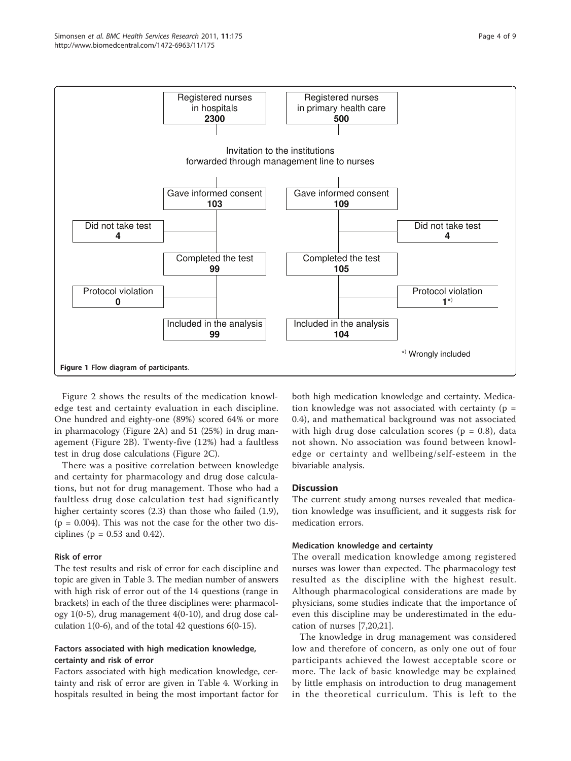Registered nurses in hospitals **2300**

Registered nurses in primary health care **500**

Invitation to the institutions forwarded through management line to nurses

| Hospitals | | Primary health care | |
|---|---|---|---|
| Gave informed consent | **103** | Gave informed consent | **109** |
| Did not take test | **4** | Did not take test | **4** |
| Completed the test | **99** | Completed the test | **105** |
| Protocol violation | **0** | Protocol violation | **1***) |
| Included in the analysis | **99** | Included in the analysis | **104** |

*) Wrongly included

**Figure 1 Flow diagram of participants**.

Figure 2 shows the results of the medication knowledge test and certainty evaluation in each discipline. One hundred and eighty-one (89%) scored 64% or more in pharmacology (Figure 2A) and 51 (25%) in drug management (Figure 2B). Twenty-five (12%) had a faultless test in drug dose calculations (Figure 2C).

There was a positive correlation between knowledge and certainty for pharmacology and drug dose calculations, but not for drug management. Those who had a faultless drug dose calculation test had significantly higher certainty scores (2.3) than those who failed (1.9), ($p = 0.004$). This was not the case for the other two disciplines ($p = 0.53$ and 0.42).

### Risk of error

The test results and risk of error for each discipline and topic are given in Table 3. The median number of answers with high risk of error out of the 14 questions (range in brackets) in each of the three disciplines were: pharmacology 1(0-5), drug management 4(0-10), and drug dose calculation 1(0-6), and of the total 42 questions 6(0-15).

### Factors associated with high medication knowledge, certainty and risk of error

Factors associated with high medication knowledge, certainty and risk of error are given in Table 4. Working in hospitals resulted in being the most important factor for both high medication knowledge and certainty. Medication knowledge was not associated with certainty ($p = 0.4$), and mathematical background was not associated with high drug dose calculation scores ($p = 0.8$), data not shown. No association was found between knowledge or certainty and wellbeing/self-esteem in the bivariable analysis.

## Discussion

The current study among nurses revealed that medication knowledge was insufficient, and it suggests risk for medication errors.

### Medication knowledge and certainty

The overall medication knowledge among registered nurses was lower than expected. The pharmacology test resulted as the discipline with the highest result. Although pharmacological considerations are made by physicians, some studies indicate that the importance of even this discipline may be underestimated in the education of nurses [7,20,21].

The knowledge in drug management was considered low and therefore of concern, as only one out of four participants achieved the lowest acceptable score or more. The lack of basic knowledge may be explained by little emphasis on introduction to drug management in the theoretical curriculum. This is left to the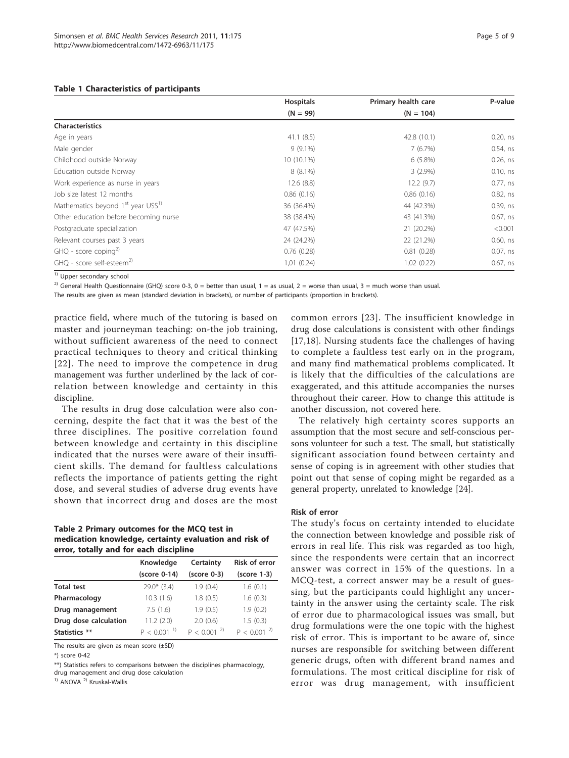**Table 1 Characteristics of participants**

| | Hospitals (N = 99) | Primary health care (N = 104) | P-value |
|---|---|---|---|
| **Characteristics** | | | |
| Age in years | 41.1 (8.5) | 42.8 (10.1) | 0.20, ns |
| Male gender | 9 (9.1%) | 7 (6.7%) | 0.54, ns |
| Childhood outside Norway | 10 (10.1%) | 6 (5.8%) | 0.26, ns |
| Education outside Norway | 8 (8.1%) | 3 (2.9%) | 0.10, ns |
| Work experience as nurse in years | 12.6 (8.8) | 12.2 (9.7) | 0.77, ns |
| Job size latest 12 months | 0.86 (0.16) | 0.86 (0.16) | 0.82, ns |
| Mathematics beyond 1st year USS[1)] | 36 (36.4%) | 44 (42.3%) | 0.39, ns |
| Other education before becoming nurse | 38 (38.4%) | 43 (41.3%) | 0.67, ns |
| Postgraduate specialization | 47 (47.5%) | 21 (20.2%) | <0.001 |
| Relevant courses past 3 years | 24 (24.2%) | 22 (21.2%) | 0.60, ns |
| GHQ - score coping[2)] | 0.76 (0.28) | 0.81 (0.28) | 0.07, ns |
| GHQ - score self-esteem[2)] | 1,01 (0.24) | 1.02 (0.22) | 0.67, ns |

[1)] Upper secondary school

[2)] General Health Questionnaire (GHQ) score 0-3, 0 = better than usual, 1 = as usual, 2 = worse than usual, 3 = much worse than usual.

The results are given as mean (standard deviation in brackets), or number of participants (proportion in brackets).

practice field, where much of the tutoring is based on master and journeyman teaching: on-the job training, without sufficient awareness of the need to connect practical techniques to theory and critical thinking [22]. The need to improve the competence in drug management was further underlined by the lack of correlation between knowledge and certainty in this discipline.

The results in drug dose calculation were also concerning, despite the fact that it was the best of the three disciplines. The positive correlation found between knowledge and certainty in this discipline indicated that the nurses were aware of their insufficient skills. The demand for faultless calculations reflects the importance of patients getting the right dose, and several studies of adverse drug events have shown that incorrect drug and doses are the most common errors [23]. The insufficient knowledge in drug dose calculations is consistent with other findings [17,18]. Nursing students face the challenges of having to complete a faultless test early on in the program, and many find mathematical problems complicated. It is likely that the difficulties of the calculations are exaggerated, and this attitude accompanies the nurses throughout their career. How to change this attitude is another discussion, not covered here.

**Table 2 Primary outcomes for the MCQ test in medication knowledge, certainty evaluation and risk of error, totally and for each discipline**

| | Knowledge (score 0-14) | Certainty (score 0-3) | Risk of error (score 1-3) |
|---|---|---|---|
| **Total test** | 29.0* (3.4) | 1.9 (0.4) | 1.6 (0.1) |
| **Pharmacology** | 10.3 (1.6) | 1.8 (0.5) | 1.6 (0.3) |
| **Drug management** | 7.5 (1.6) | 1.9 (0.5) | 1.9 (0.2) |
| **Drug dose calculation** | 11.2 (2.0) | 2.0 (0.6) | 1.5 (0.3) |
| **Statistics \*\*** | $P < 0.001$ [1)] | $P < 0.001$ [2)] | $P < 0.001$ [2)] |

The results are given as mean score (±SD)

*) score 0-42

**) Statistics refers to comparisons between the disciplines pharmacology, drug management and drug dose calculation

[1)] ANOVA [2)] Kruskal-Wallis

The relatively high certainty scores supports an assumption that the most secure and self-conscious persons volunteer for such a test. The small, but statistically significant association found between certainty and sense of coping is in agreement with other studies that point out that sense of coping might be regarded as a general property, unrelated to knowledge [24].

### Risk of error

The study's focus on certainty intended to elucidate the connection between knowledge and possible risk of errors in real life. This risk was regarded as too high, since the respondents were certain that an incorrect answer was correct in 15% of the questions. In a MCQ-test, a correct answer may be a result of guessing, but the participants could highlight any uncertainty in the answer using the certainty scale. The risk of error due to pharmacological issues was small, but drug formulations were the one topic with the highest risk of error. This is important to be aware of, since nurses are responsible for switching between different generic drugs, often with different brand names and formulations. The most critical discipline for risk of error was drug management, with insufficient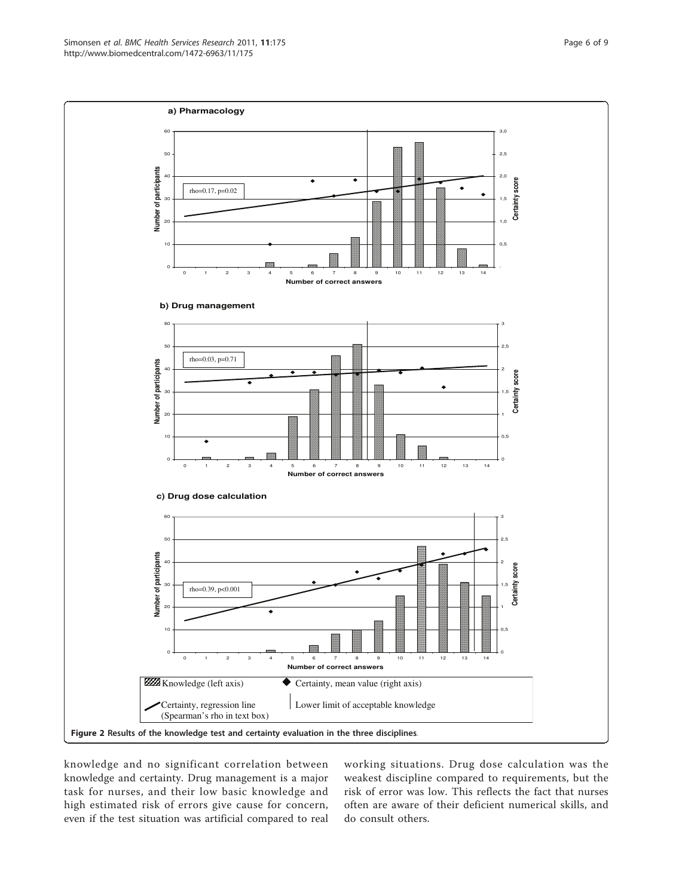Figure 2 Results of the knowledge test and certainty evaluation in the three disciplines.

knowledge and no significant correlation between knowledge and certainty. Drug management is a major task for nurses, and their low basic knowledge and high estimated risk of errors give cause for concern, even if the test situation was artificial compared to real working situations. Drug dose calculation was the weakest discipline compared to requirements, but the risk of error was low. This reflects the fact that nurses often are aware of their deficient numerical skills, and do consult others.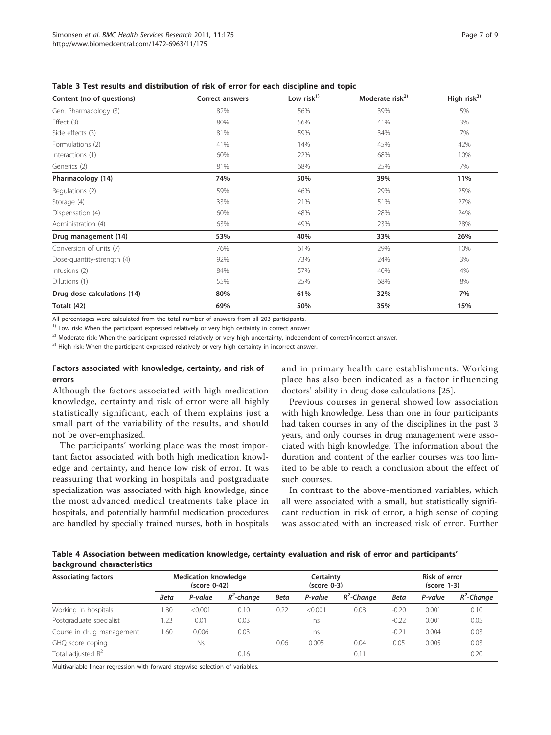**Table 3 Test results and distribution of risk of error for each discipline and topic**

| Content (no of questions) | Correct answers | Low risk[1)] | Moderate risk[2)] | High risk[3)] |
|---|---|---|---|---|
| Gen. Pharmacology (3) | 82% | 56% | 39% | 5% |
| Effect (3) | 80% | 56% | 41% | 3% |
| Side effects (3) | 81% | 59% | 34% | 7% |
| Formulations (2) | 41% | 14% | 45% | 42% |
| Interactions (1) | 60% | 22% | 68% | 10% |
| Generics (2) | 81% | 68% | 25% | 7% |
| **Pharmacology (14)** | **74%** | **50%** | **39%** | **11%** |
| Regulations (2) | 59% | 46% | 29% | 25% |
| Storage (4) | 33% | 21% | 51% | 27% |
| Dispensation (4) | 60% | 48% | 28% | 24% |
| Administration (4) | 63% | 49% | 23% | 28% |
| **Drug management (14)** | **53%** | **40%** | **33%** | **26%** |
| Conversion of units (7) | 76% | 61% | 29% | 10% |
| Dose-quantity-strength (4) | 92% | 73% | 24% | 3% |
| Infusions (2) | 84% | 57% | 40% | 4% |
| Dilutions (1) | 55% | 25% | 68% | 8% |
| **Drug dose calculations (14)** | **80%** | **61%** | **32%** | **7%** |
| **Totalt (42)** | **69%** | **50%** | **35%** | **15%** |

All percentages were calculated from the total number of answers from all 203 participants.

[1)] Low risk: When the participant expressed relatively or very high certainty in correct answer

[2)] Moderate risk: When the participant expressed relatively or very high uncertainty, independent of correct/incorrect answer.

[3)] High risk: When the participant expressed relatively or very high certainty in incorrect answer.

### Factors associated with knowledge, certainty, and risk of errors

Although the factors associated with high medication knowledge, certainty and risk of error were all highly statistically significant, each of them explains just a small part of the variability of the results, and should not be over-emphasized.

The participants' working place was the most important factor associated with both high medication knowledge and certainty, and hence low risk of error. It was reassuring that working in hospitals and postgraduate specialization was associated with high knowledge, since the most advanced medical treatments take place in hospitals, and potentially harmful medication procedures are handled by specially trained nurses, both in hospitals and in primary health care establishments. Working place has also been indicated as a factor influencing doctors' ability in drug dose calculations [25].

Previous courses in general showed low association with high knowledge. Less than one in four participants had taken courses in any of the disciplines in the past 3 years, and only courses in drug management were associated with high knowledge. The information about the duration and content of the earlier courses was too limited to be able to reach a conclusion about the effect of such courses.

In contrast to the above-mentioned variables, which all were associated with a small, but statistically significant reduction in risk of error, a high sense of coping was associated with an increased risk of error. Further

**Table 4 Association between medication knowledge, certainty evaluation and risk of error and participants' background characteristics**

| Associating factors | Medication knowledge (score 0-42) | | | Certainty (score 0-3) | | | Risk of error (score 1-3) | | |
|---|---|---|---|---|---|---|---|---|---|
| | *Beta* | *P-value* | *$R^2$-change* | *Beta* | *P-value* | *$R^2$-Change* | *Beta* | *P-value* | *$R^2$-Change* |
| Working in hospitals | 1.80 | <0.001 | 0.10 | 0.22 | <0.001 | 0.08 | -0.20 | 0.001 | 0.10 |
| Postgraduate specialist | 1.23 | 0.01 | 0.03 | | ns | | -0.22 | 0.001 | 0.05 |
| Course in drug management | 1.60 | 0.006 | 0.03 | | ns | | -0.21 | 0.004 | 0.03 |
| GHQ score coping | | Ns | | 0.06 | 0.005 | 0.04 | 0.05 | 0.005 | 0.03 |
| Total adjusted $R^2$ | | | 0,16 | | | 0.11 | | | 0.20 |

Multivariable linear regression with forward stepwise selection of variables.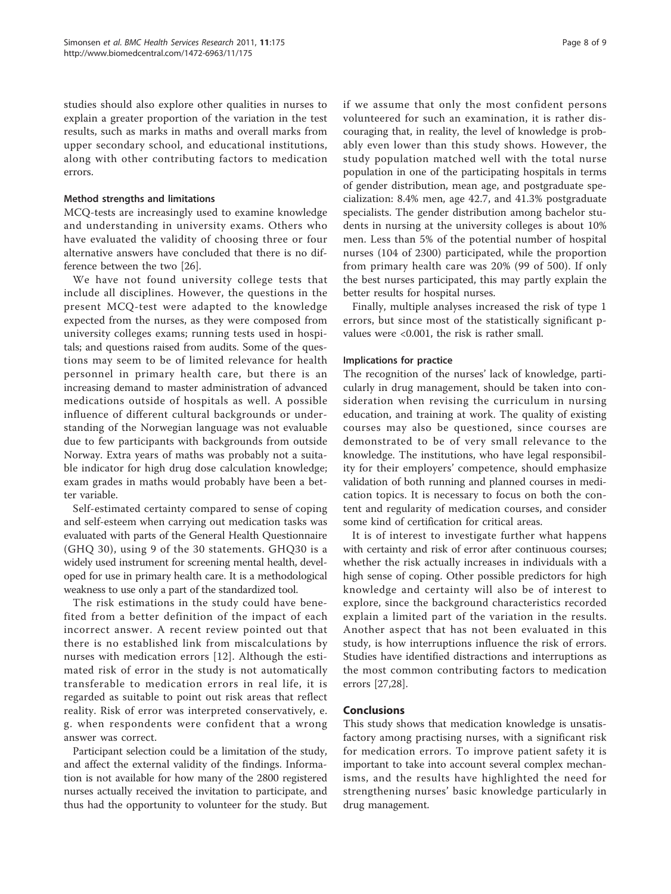studies should also explore other qualities in nurses to explain a greater proportion of the variation in the test results, such as marks in maths and overall marks from upper secondary school, and educational institutions, along with other contributing factors to medication errors.

### Method strengths and limitations

MCQ-tests are increasingly used to examine knowledge and understanding in university exams. Others who have evaluated the validity of choosing three or four alternative answers have concluded that there is no difference between the two [26].

We have not found university college tests that include all disciplines. However, the questions in the present MCQ-test were adapted to the knowledge expected from the nurses, as they were composed from university colleges exams; running tests used in hospitals; and questions raised from audits. Some of the questions may seem to be of limited relevance for health personnel in primary health care, but there is an increasing demand to master administration of advanced medications outside of hospitals as well. A possible influence of different cultural backgrounds or understanding of the Norwegian language was not evaluable due to few participants with backgrounds from outside Norway. Extra years of maths was probably not a suitable indicator for high drug dose calculation knowledge; exam grades in maths would probably have been a better variable.

Self-estimated certainty compared to sense of coping and self-esteem when carrying out medication tasks was evaluated with parts of the General Health Questionnaire (GHQ 30), using 9 of the 30 statements. GHQ30 is a widely used instrument for screening mental health, developed for use in primary health care. It is a methodological weakness to use only a part of the standardized tool.

The risk estimations in the study could have benefited from a better definition of the impact of each incorrect answer. A recent review pointed out that there is no established link from miscalculations by nurses with medication errors [12]. Although the estimated risk of error in the study is not automatically transferable to medication errors in real life, it is regarded as suitable to point out risk areas that reflect reality. Risk of error was interpreted conservatively, e. g. when respondents were confident that a wrong answer was correct.

Participant selection could be a limitation of the study, and affect the external validity of the findings. Information is not available for how many of the 2800 registered nurses actually received the invitation to participate, and thus had the opportunity to volunteer for the study. But if we assume that only the most confident persons volunteered for such an examination, it is rather discouraging that, in reality, the level of knowledge is probably even lower than this study shows. However, the study population matched well with the total nurse population in one of the participating hospitals in terms of gender distribution, mean age, and postgraduate specialization: 8.4% men, age 42.7, and 41.3% postgraduate specialists. The gender distribution among bachelor students in nursing at the university colleges is about 10% men. Less than 5% of the potential number of hospital nurses (104 of 2300) participated, while the proportion from primary health care was 20% (99 of 500). If only the best nurses participated, this may partly explain the better results for hospital nurses.

Finally, multiple analyses increased the risk of type 1 errors, but since most of the statistically significant p-values were <0.001, the risk is rather small.

### Implications for practice

The recognition of the nurses' lack of knowledge, particularly in drug management, should be taken into consideration when revising the curriculum in nursing education, and training at work. The quality of existing courses may also be questioned, since courses are demonstrated to be of very small relevance to the knowledge. The institutions, who have legal responsibility for their employers' competence, should emphasize validation of both running and planned courses in medication topics. It is necessary to focus on both the content and regularity of medication courses, and consider some kind of certification for critical areas.

It is of interest to investigate further what happens with certainty and risk of error after continuous courses; whether the risk actually increases in individuals with a high sense of coping. Other possible predictors for high knowledge and certainty will also be of interest to explore, since the background characteristics recorded explain a limited part of the variation in the results. Another aspect that has not been evaluated in this study, is how interruptions influence the risk of errors. Studies have identified distractions and interruptions as the most common contributing factors to medication errors [27,28].

## Conclusions

This study shows that medication knowledge is unsatisfactory among practising nurses, with a significant risk for medication errors. To improve patient safety it is important to take into account several complex mechanisms, and the results have highlighted the need for strengthening nurses' basic knowledge particularly in drug management.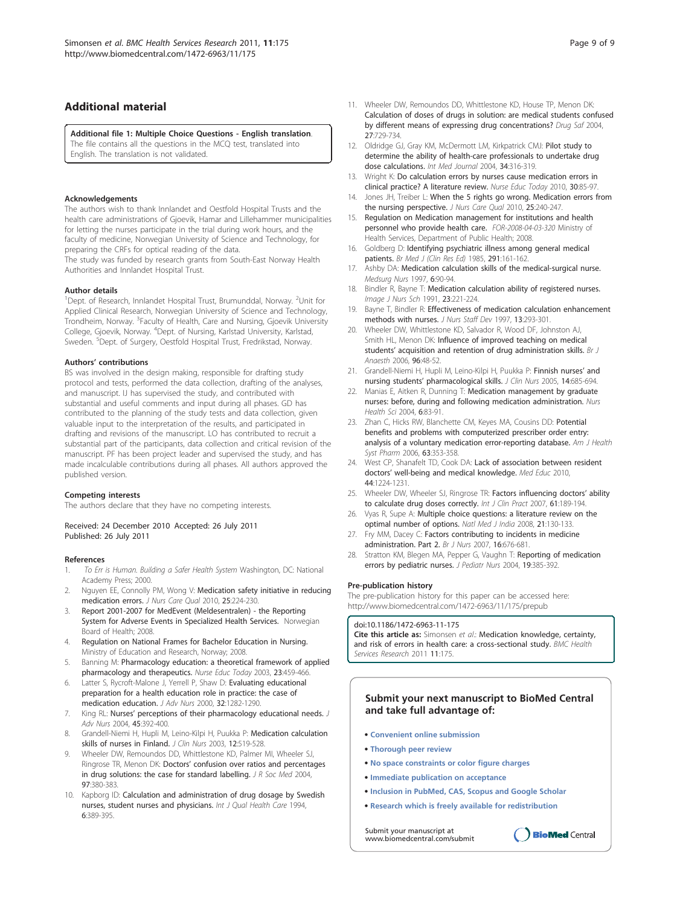## Additional material

**Additional file 1: Multiple Choice Questions - English translation**. The file contains all the questions in the MCQ test, translated into English. The translation is not validated.

#### Acknowledgements

The authors wish to thank Innlandet and Oestfold Hospital Trusts and the health care administrations of Gjoevik, Hamar and Lillehammer municipalities for letting the nurses participate in the trial during work hours, and the faculty of medicine, Norwegian University of Science and Technology, for preparing the CRFs for optical reading of the data.

The study was funded by research grants from South-East Norway Health Authorities and Innlandet Hospital Trust.

#### Author details

[1]Dept. of Research, Innlandet Hospital Trust, Brumunddal, Norway. [2]Unit for Applied Clinical Research, Norwegian University of Science and Technology, Trondheim, Norway. [3]Faculty of Health, Care and Nursing, Gjoevik University College, Gjoevik, Norway. [4]Dept. of Nursing, Karlstad University, Karlstad, Sweden. [5]Dept. of Surgery, Oestfold Hospital Trust, Fredrikstad, Norway.

#### Authors' contributions

BS was involved in the design making, responsible for drafting study protocol and tests, performed the data collection, drafting of the analyses, and manuscript. IJ has supervised the study, and contributed with substantial and useful comments and input during all phases. GD has contributed to the planning of the study tests and data collection, given valuable input to the interpretation of the results, and participated in drafting and revisions of the manuscript. LO has contributed to recruit a substantial part of the participants, data collection and critical revision of the manuscript. PF has been project leader and supervised the study, and has made incalculable contributions during all phases. All authors approved the published version.

#### Competing interests

The authors declare that they have no competing interests.

Received: 24 December 2010 Accepted: 26 July 2011
Published: 26 July 2011

#### References

1. *To Err is Human. Building a Safer Health System* Washington, DC: National Academy Press; 2000.
2. Nguyen EE, Connolly PM, Wong V: **Medication safety initiative in reducing medication errors.** *J Nurs Care Qual* 2010, **25**:224-230.
3. **Report 2001-2007 for MedEvent (Meldesentralen) - the Reporting System for Adverse Events in Specialized Health Services.** Norwegian Board of Health; 2008.
4. **Regulation on National Frames for Bachelor Education in Nursing.** Ministry of Education and Research, Norway; 2008.
5. Banning M: **Pharmacology education: a theoretical framework of applied pharmacology and therapeutics.** *Nurse Educ Today* 2003, **23**:459-466.
6. Latter S, Rycroft-Malone J, Yerrell P, Shaw D: **Evaluating educational preparation for a health education role in practice: the case of medication education.** *J Adv Nurs* 2000, **32**:1282-1290.
7. King RL: **Nurses' perceptions of their pharmacology educational needs.** *J Adv Nurs* 2004, **45**:392-400.
8. Grandell-Niemi H, Hupli M, Leino-Kilpi H, Puukka P: **Medication calculation skills of nurses in Finland.** *J Clin Nurs* 2003, **12**:519-528.
9. Wheeler DW, Remoundos DD, Whittlestone KD, Palmer MI, Wheeler SJ, Ringrose TR, Menon DK: **Doctors' confusion over ratios and percentages in drug solutions: the case for standard labelling.** *J R Soc Med* 2004, **97**:380-383.
10. Kapborg ID: **Calculation and administration of drug dosage by Swedish nurses, student nurses and physicians.** *Int J Qual Health Care* 1994, **6**:389-395.
11. Wheeler DW, Remoundos DD, Whittlestone KD, House TP, Menon DK: **Calculation of doses of drugs in solution: are medical students confused by different means of expressing drug concentrations?** *Drug Saf* 2004, **27**:729-734.
12. Oldridge GJ, Gray KM, McDermott LM, Kirkpatrick CMJ: **Pilot study to determine the ability of health-care professionals to undertake drug dose calculations.** *Int Med Journal* 2004, **34**:316-319.
13. Wright K: **Do calculation errors by nurses cause medication errors in clinical practice? A literature review.** *Nurse Educ Today* 2010, **30**:85-97.
14. Jones JH, Treiber L: **When the 5 rights go wrong. Medication errors from the nursing perspective.** *J Nurs Care Qual* 2010, **25**:240-247.
15. **Regulation on Medication management for institutions and health personnel who provide health care.** *FOR-2008-04-03-320* Ministry of Health Services, Department of Public Health; 2008.
16. Goldberg D: **Identifying psychiatric illness among general medical patients.** *Br Med J (Clin Res Ed)* 1985, **291**:161-162.
17. Ashby DA: **Medication calculation skills of the medical-surgical nurse.** *Medsurg Nurs* 1997, **6**:90-94.
18. Bindler R, Bayne T: **Medication calculation ability of registered nurses.** *Image J Nurs Sch* 1991, **23**:221-224.
19. Bayne T, Bindler R: **Effectiveness of medication calculation enhancement methods with nurses.** *J Nurs Staff Dev* 1997, **13**:293-301.
20. Wheeler DW, Whittlestone KD, Salvador R, Wood DF, Johnston AJ, Smith HL, Menon DK: **Influence of improved teaching on medical students' acquisition and retention of drug administration skills.** *Br J Anaesth* 2006, **96**:48-52.
21. Grandell-Niemi H, Hupli M, Leino-Kilpi H, Puukka P: **Finnish nurses' and nursing students' pharmacological skills.** *J Clin Nurs* 2005, **14**:685-694.
22. Manias E, Aitken R, Dunning T: **Medication management by graduate nurses: before, during and following medication administration.** *Nurs Health Sci* 2004, **6**:83-91.
23. Zhan C, Hicks RW, Blanchette CM, Keyes MA, Cousins DD: **Potential benefits and problems with computerized prescriber order entry: analysis of a voluntary medication error-reporting database.** *Am J Health Syst Pharm* 2006, **63**:353-358.
24. West CP, Shanafelt TD, Cook DA: **Lack of association between resident doctors' well-being and medical knowledge.** *Med Educ* 2010, **44**:1224-1231.
25. Wheeler DW, Wheeler SJ, Ringrose TR: **Factors influencing doctors' ability to calculate drug doses correctly.** *Int J Clin Pract* 2007, **61**:189-194.
26. Vyas R, Supe A: **Multiple choice questions: a literature review on the optimal number of options.** *Natl Med J India* 2008, **21**:130-133.
27. Fry MM, Dacey C: **Factors contributing to incidents in medicine administration. Part 2.** *Br J Nurs* 2007, **16**:676-681.
28. Stratton KM, Blegen MA, Pepper G, Vaughn T: **Reporting of medication errors by pediatric nurses.** *J Pediatr Nurs* 2004, **19**:385-392.

#### Pre-publication history

The pre-publication history for this paper can be accessed here:
http://www.biomedcentral.com/1472-6963/11/175/prepub

doi:10.1186/1472-6963-11-175
**Cite this article as:** Simonsen *et al.*: Medication knowledge, certainty, and risk of errors in health care: a cross-sectional study. *BMC Health Services Research* 2011 **11**:175.

**Submit your next manuscript to BioMed Central and take full advantage of:**

- Convenient online submission
- Thorough peer review
- No space constraints or color figure charges
- Immediate publication on acceptance
- Inclusion in PubMed, CAS, Scopus and Google Scholar
- Research which is freely available for redistribution

Submit your manuscript at www.biomedcentral.com/submit

BioMed Central